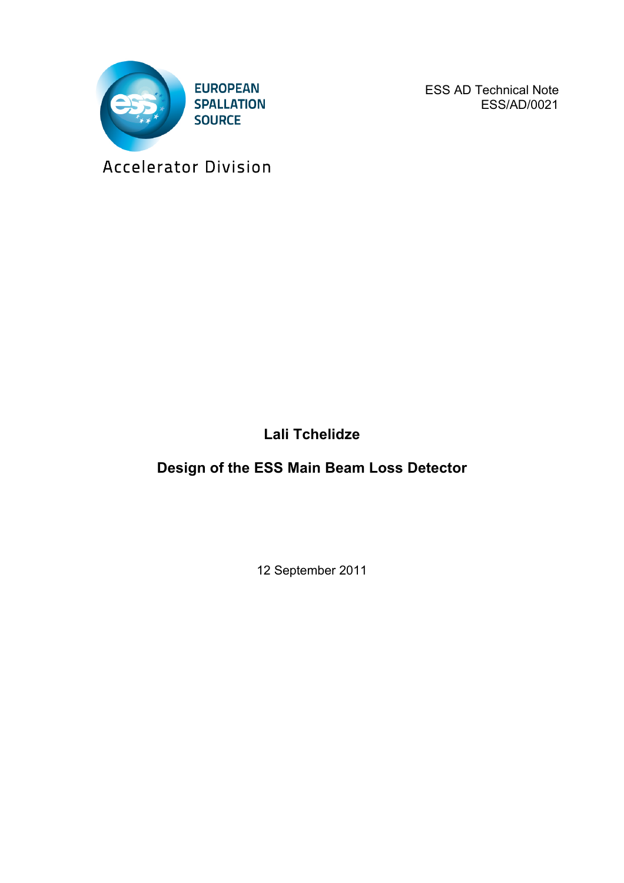EUROPEAN SPALLATION SOURCE

Accelerator Division

ESS AD Technical Note
ESS/AD/0021

**Lali Tchelidze**

# Design of the ESS Main Beam Loss Detector

12 September 2011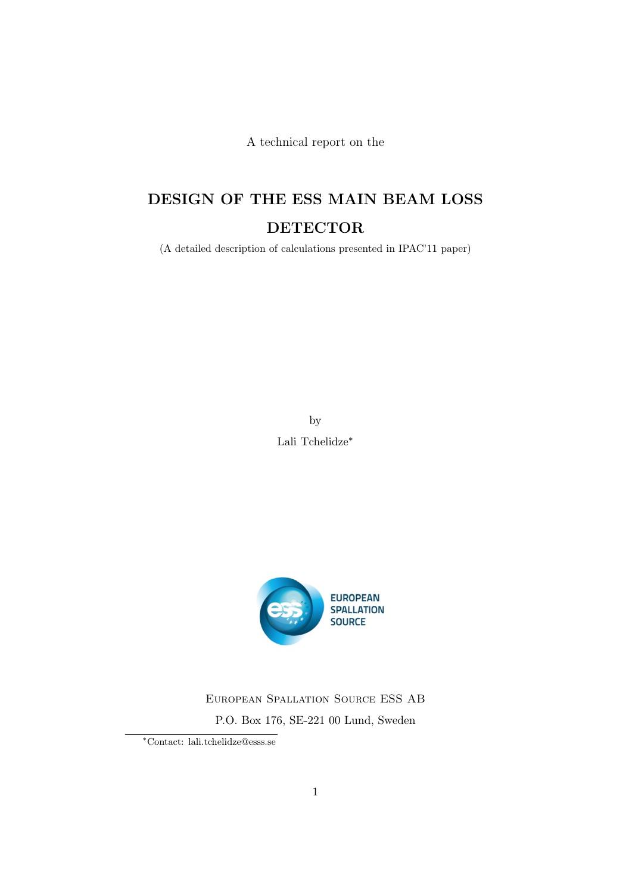A technical report on the

# DESIGN OF THE ESS MAIN BEAM LOSS DETECTOR

(A detailed description of calculations presented in IPAC'11 paper)

by

Lali Tchelidze*

EUROPEAN SPALLATION SOURCE

European Spallation Source ESS AB

P.O. Box 176, SE-221 00 Lund, Sweden

*Contact: lali.tchelidze@esss.se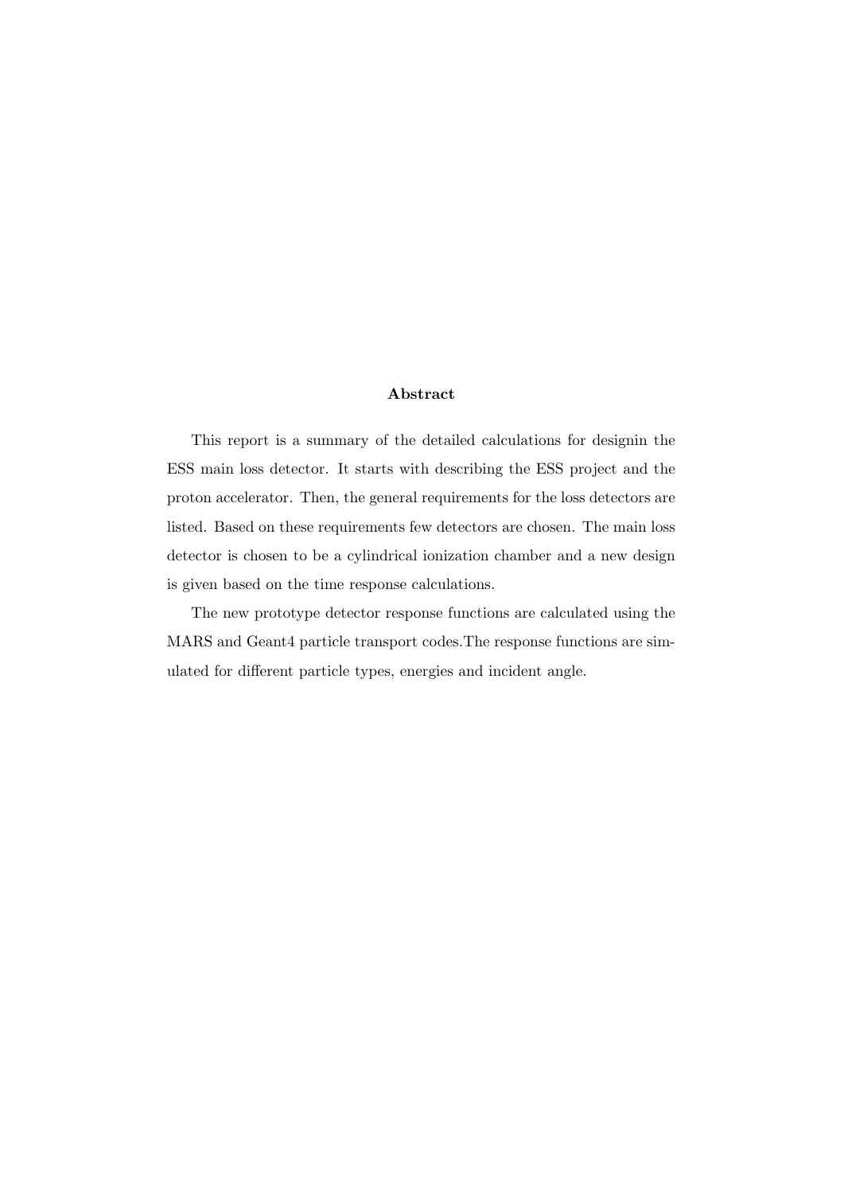**Abstract**

This report is a summary of the detailed calculations for designin the ESS main loss detector. It starts with describing the ESS project and the proton accelerator. Then, the general requirements for the loss detectors are listed. Based on these requirements few detectors are chosen. The main loss detector is chosen to be a cylindrical ionization chamber and a new design is given based on the time response calculations.

The new prototype detector response functions are calculated using the MARS and Geant4 particle transport codes.The response functions are simulated for different particle types, energies and incident angle.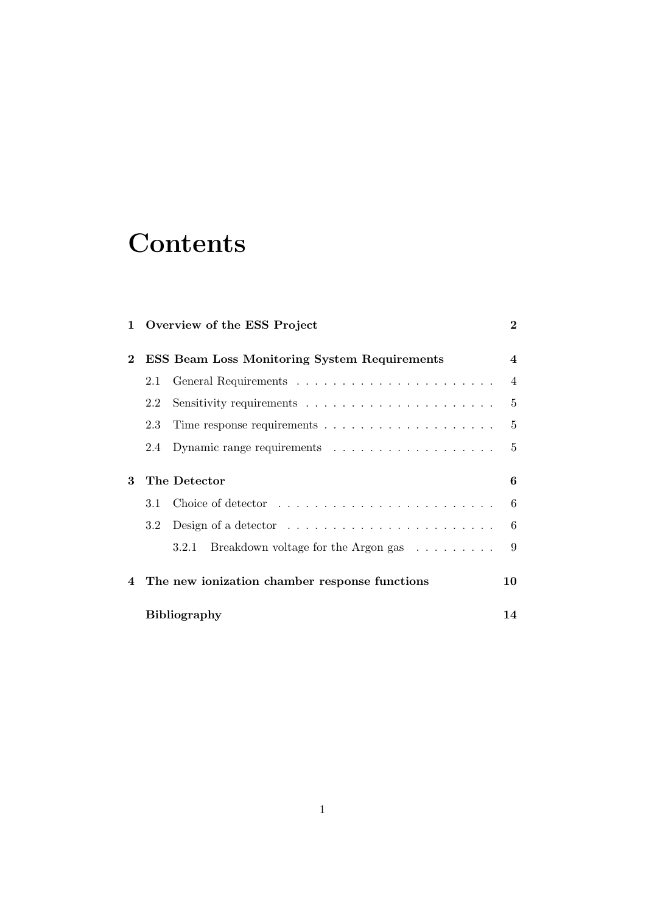# Contents

1 Overview of the ESS Project 2

2 ESS Beam Loss Monitoring System Requirements 4

- 2.1 General Requirements . . . . . . . . . . . . . . . . . . . . . . 4
- 2.2 Sensitivity requirements . . . . . . . . . . . . . . . . . . . . . 5
- 2.3 Time response requirements . . . . . . . . . . . . . . . . . . . 5
- 2.4 Dynamic range requirements . . . . . . . . . . . . . . . . . . 5

3 The Detector 6

- 3.1 Choice of detector . . . . . . . . . . . . . . . . . . . . . . . . 6
- 3.2 Design of a detector . . . . . . . . . . . . . . . . . . . . . . . 6
  - 3.2.1 Breakdown voltage for the Argon gas . . . . . . . . . 9

4 The new ionization chamber response functions 10

Bibliography 14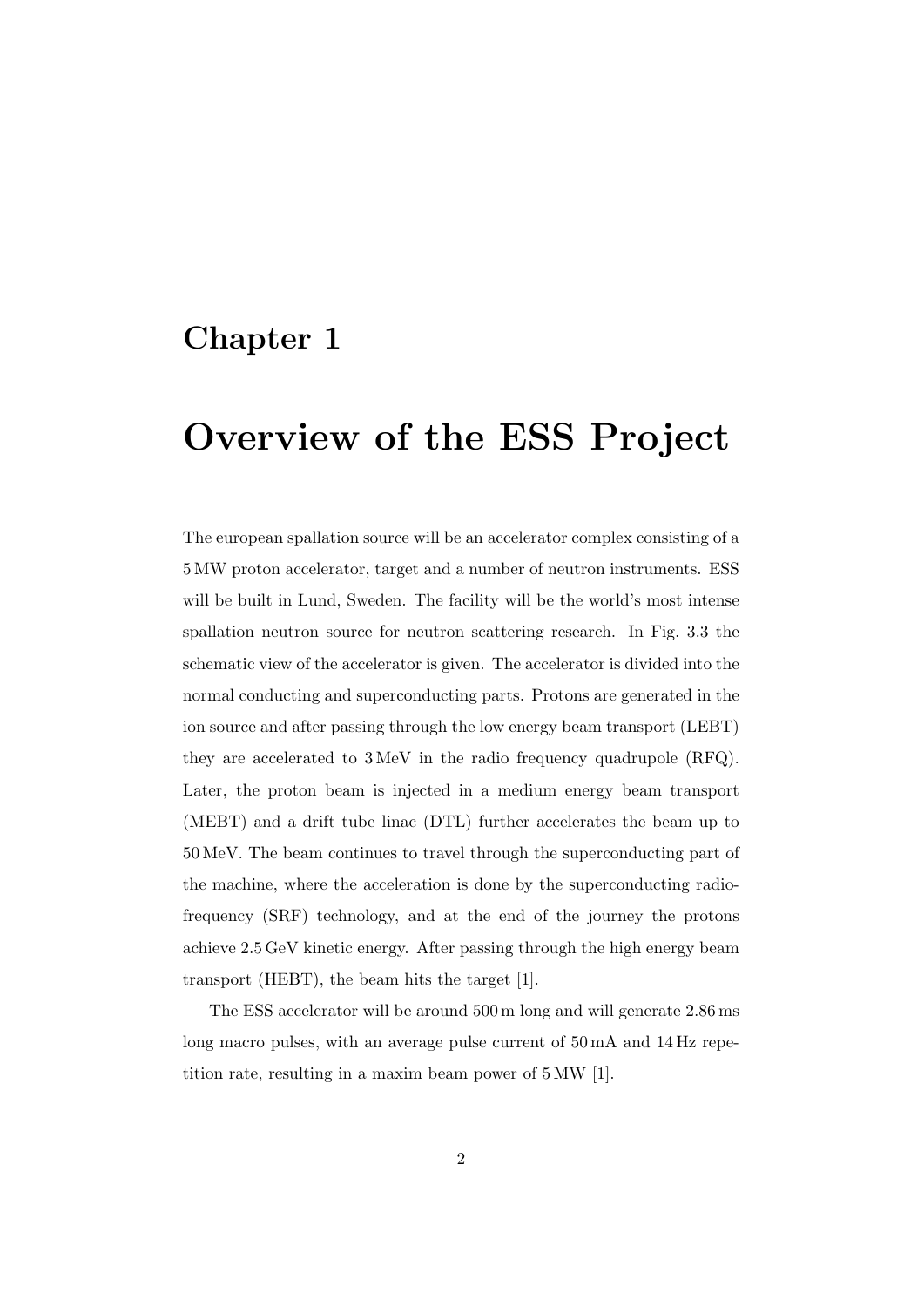# Chapter 1

# Overview of the ESS Project

The european spallation source will be an accelerator complex consisting of a 5 MW proton accelerator, target and a number of neutron instruments. ESS will be built in Lund, Sweden. The facility will be the world's most intense spallation neutron source for neutron scattering research. In Fig. 3.3 the schematic view of the accelerator is given. The accelerator is divided into the normal conducting and superconducting parts. Protons are generated in the ion source and after passing through the low energy beam transport (LEBT) they are accelerated to 3 MeV in the radio frequency quadrupole (RFQ). Later, the proton beam is injected in a medium energy beam transport (MEBT) and a drift tube linac (DTL) further accelerates the beam up to 50 MeV. The beam continues to travel through the superconducting part of the machine, where the acceleration is done by the superconducting radio-frequency (SRF) technology, and at the end of the journey the protons achieve 2.5 GeV kinetic energy. After passing through the high energy beam transport (HEBT), the beam hits the target [1].

The ESS accelerator will be around 500 m long and will generate 2.86 ms long macro pulses, with an average pulse current of 50 mA and 14 Hz repetition rate, resulting in a maxim beam power of 5 MW [1].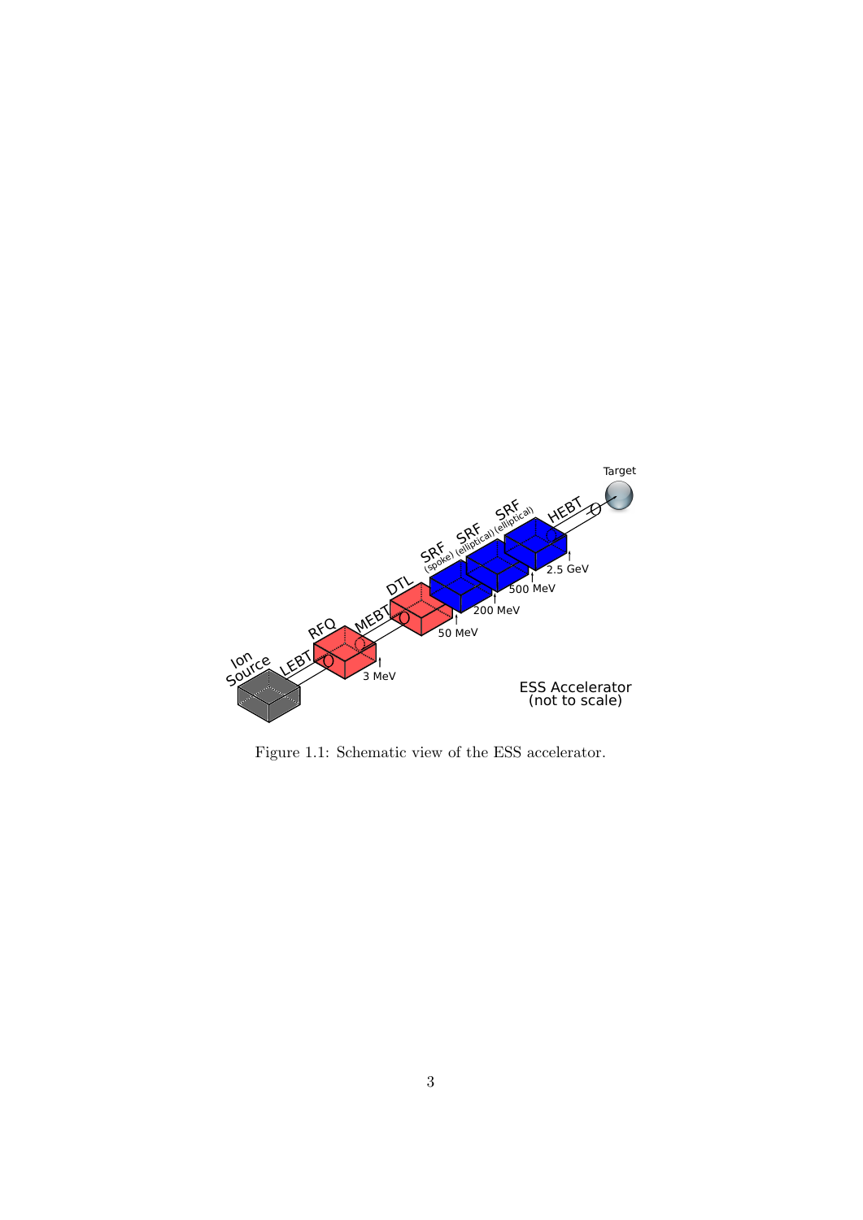Figure 1.1: Schematic view of the ESS accelerator.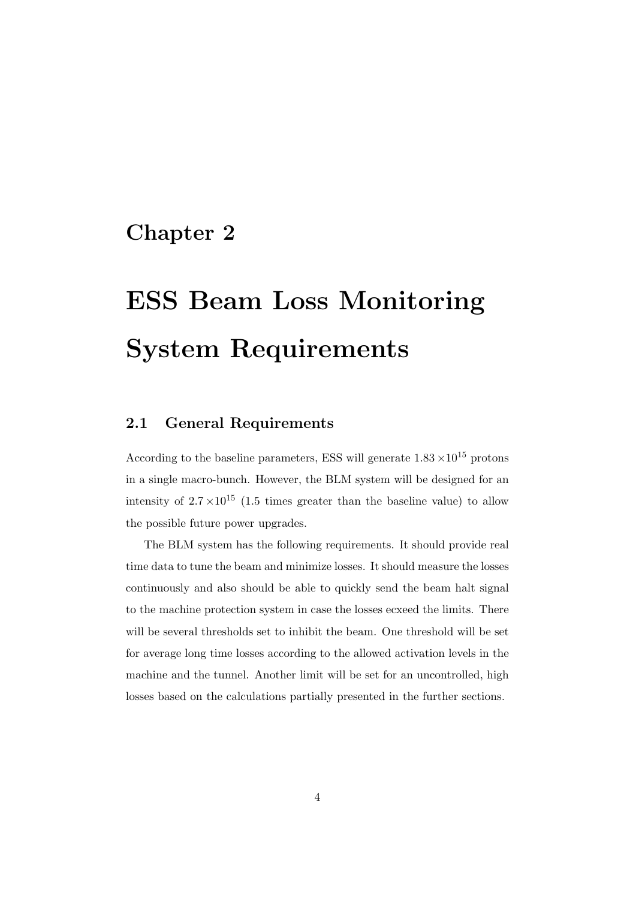# Chapter 2

# ESS Beam Loss Monitoring System Requirements

## 2.1 General Requirements

According to the baseline parameters, ESS will generate $1.83 \times 10^{15}$ protons in a single macro-bunch. However, the BLM system will be designed for an intensity of $2.7 \times 10^{15}$ (1.5 times greater than the baseline value) to allow the possible future power upgrades.

The BLM system has the following requirements. It should provide real time data to tune the beam and minimize losses. It should measure the losses continuously and also should be able to quickly send the beam halt signal to the machine protection system in case the losses ecxeed the limits. There will be several thresholds set to inhibit the beam. One threshold will be set for average long time losses according to the allowed activation levels in the machine and the tunnel. Another limit will be set for an uncontrolled, high losses based on the calculations partially presented in the further sections.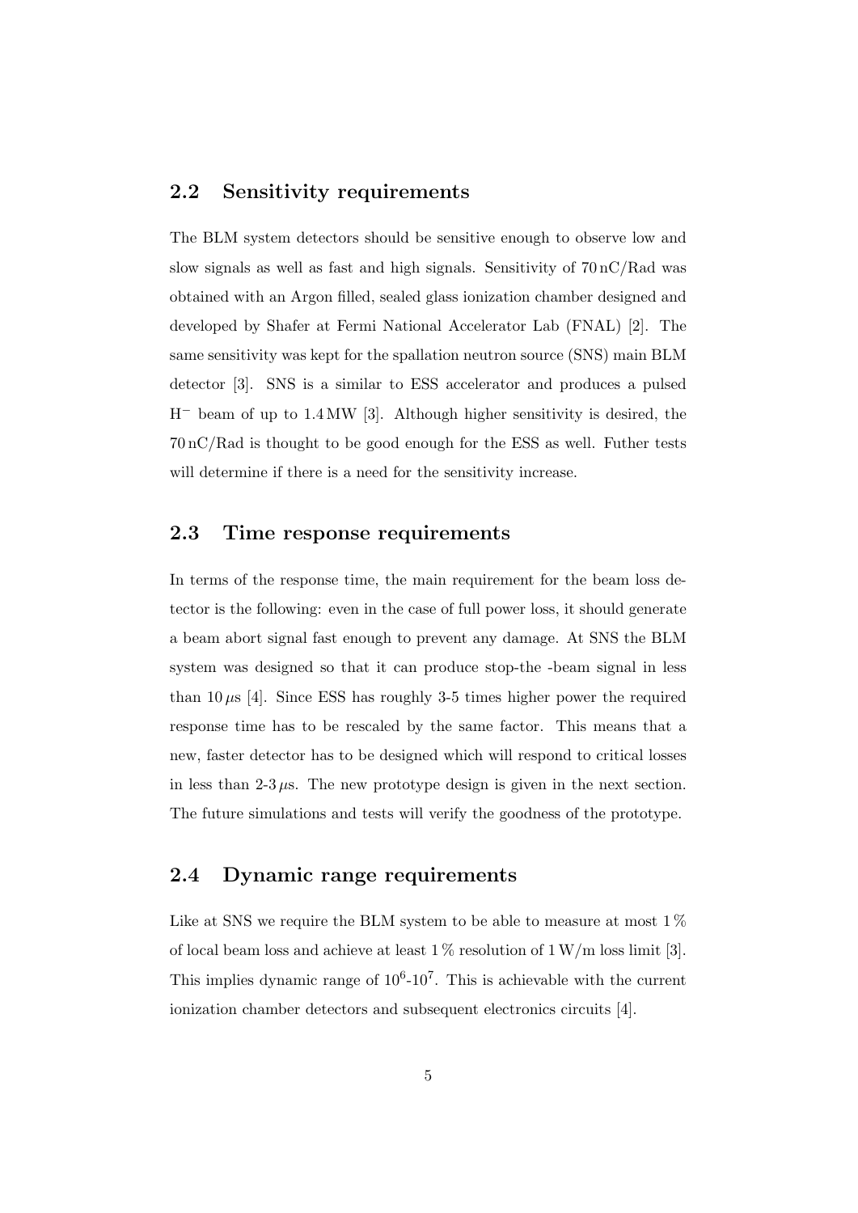## 2.2 Sensitivity requirements

The BLM system detectors should be sensitive enough to observe low and slow signals as well as fast and high signals. Sensitivity of 70 nC/Rad was obtained with an Argon filled, sealed glass ionization chamber designed and developed by Shafer at Fermi National Accelerator Lab (FNAL) [2]. The same sensitivity was kept for the spallation neutron source (SNS) main BLM detector [3]. SNS is a similar to ESS accelerator and produces a pulsed $H^-$ beam of up to 1.4 MW [3]. Although higher sensitivity is desired, the 70 nC/Rad is thought to be good enough for the ESS as well. Futher tests will determine if there is a need for the sensitivity increase.

## 2.3 Time response requirements

In terms of the response time, the main requirement for the beam loss detector is the following: even in the case of full power loss, it should generate a beam abort signal fast enough to prevent any damage. At SNS the BLM system was designed so that it can produce stop-the -beam signal in less than $10\,\mu$s [4]. Since ESS has roughly 3-5 times higher power the required response time has to be rescaled by the same factor. This means that a new, faster detector has to be designed which will respond to critical losses in less than 2-3 $\mu$s. The new prototype design is given in the next section. The future simulations and tests will verify the goodness of the prototype.

## 2.4 Dynamic range requirements

Like at SNS we require the BLM system to be able to measure at most 1 % of local beam loss and achieve at least 1 % resolution of 1 W/m loss limit [3]. This implies dynamic range of $10^6$-$10^7$. This is achievable with the current ionization chamber detectors and subsequent electronics circuits [4].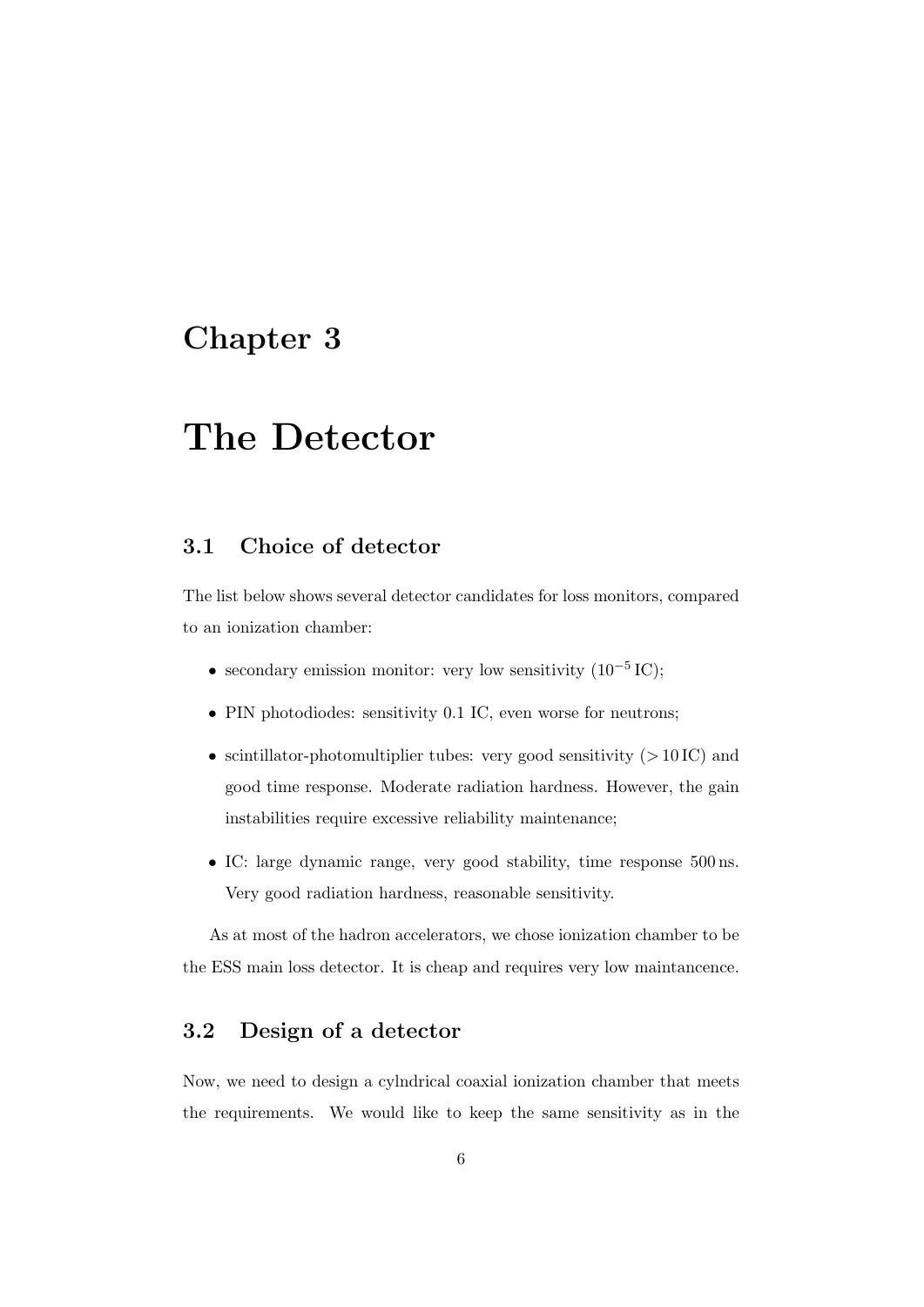# Chapter 3

# The Detector

## 3.1 Choice of detector

The list below shows several detector candidates for loss monitors, compared to an ionization chamber:

- secondary emission monitor: very low sensitivity ($10^{-5}$ IC);
- PIN photodiodes: sensitivity 0.1 IC, even worse for neutrons;
- scintillator-photomultiplier tubes: very good sensitivity ($> 10$ IC) and good time response. Moderate radiation hardness. However, the gain instabilities require excessive reliability maintenance;
- IC: large dynamic range, very good stability, time response 500 ns. Very good radiation hardness, reasonable sensitivity.

As at most of the hadron accelerators, we chose ionization chamber to be the ESS main loss detector. It is cheap and requires very low maintancence.

## 3.2 Design of a detector

Now, we need to design a cylndrical coaxial ionization chamber that meets the requirements. We would like to keep the same sensitivity as in the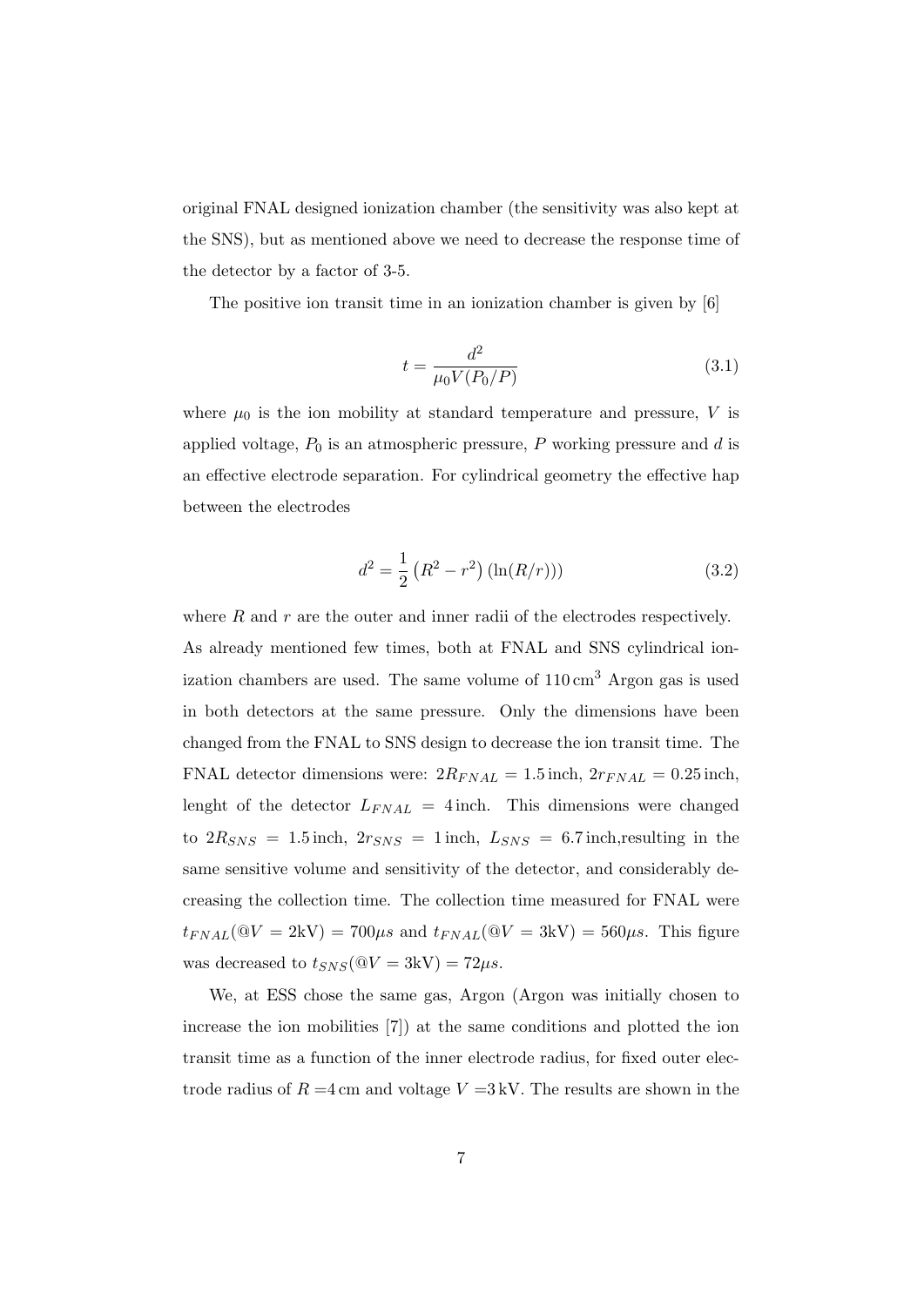original FNAL designed ionization chamber (the sensitivity was also kept at the SNS), but as mentioned above we need to decrease the response time of the detector by a factor of 3-5.

The positive ion transit time in an ionization chamber is given by [6]

$$t = \frac{d^2}{\mu_0 V (P_0/P)} \tag{3.1}$$

where $\mu_0$ is the ion mobility at standard temperature and pressure, $V$ is applied voltage, $P_0$ is an atmospheric pressure, $P$ working pressure and $d$ is an effective electrode separation. For cylindrical geometry the effective hap between the electrodes

$$d^2 = \frac{1}{2}\left(R^2 - r^2\right)\left(\ln(R/r)\right)) \tag{3.2}$$

where $R$ and $r$ are the outer and inner radii of the electrodes respectively. As already mentioned few times, both at FNAL and SNS cylindrical ionization chambers are used. The same volume of $110\,\mathrm{cm}^3$ Argon gas is used in both detectors at the same pressure. Only the dimensions have been changed from the FNAL to SNS design to decrease the ion transit time. The FNAL detector dimensions were: $2R_{FNAL} = 1.5\,\mathrm{inch}$, $2r_{FNAL} = 0.25\,\mathrm{inch}$, lenght of the detector $L_{FNAL} = 4\,\mathrm{inch}$. This dimensions were changed to $2R_{SNS} = 1.5\,\mathrm{inch}$, $2r_{SNS} = 1\,\mathrm{inch}$, $L_{SNS} = 6.7\,\mathrm{inch}$,resulting in the same sensitive volume and sensitivity of the detector, and considerably decreasing the collection time. The collection time measured for FNAL were $t_{FNAL}(@V = 2\mathrm{kV}) = 700\mu s$ and $t_{FNAL}(@V = 3\mathrm{kV}) = 560\mu s$. This figure was decreased to $t_{SNS}(@V = 3\mathrm{kV}) = 72\mu s$.

We, at ESS chose the same gas, Argon (Argon was initially chosen to increase the ion mobilities [7]) at the same conditions and plotted the ion transit time as a function of the inner electrode radius, for fixed outer electrode radius of $R = 4\,\mathrm{cm}$ and voltage $V = 3\,\mathrm{kV}$. The results are shown in the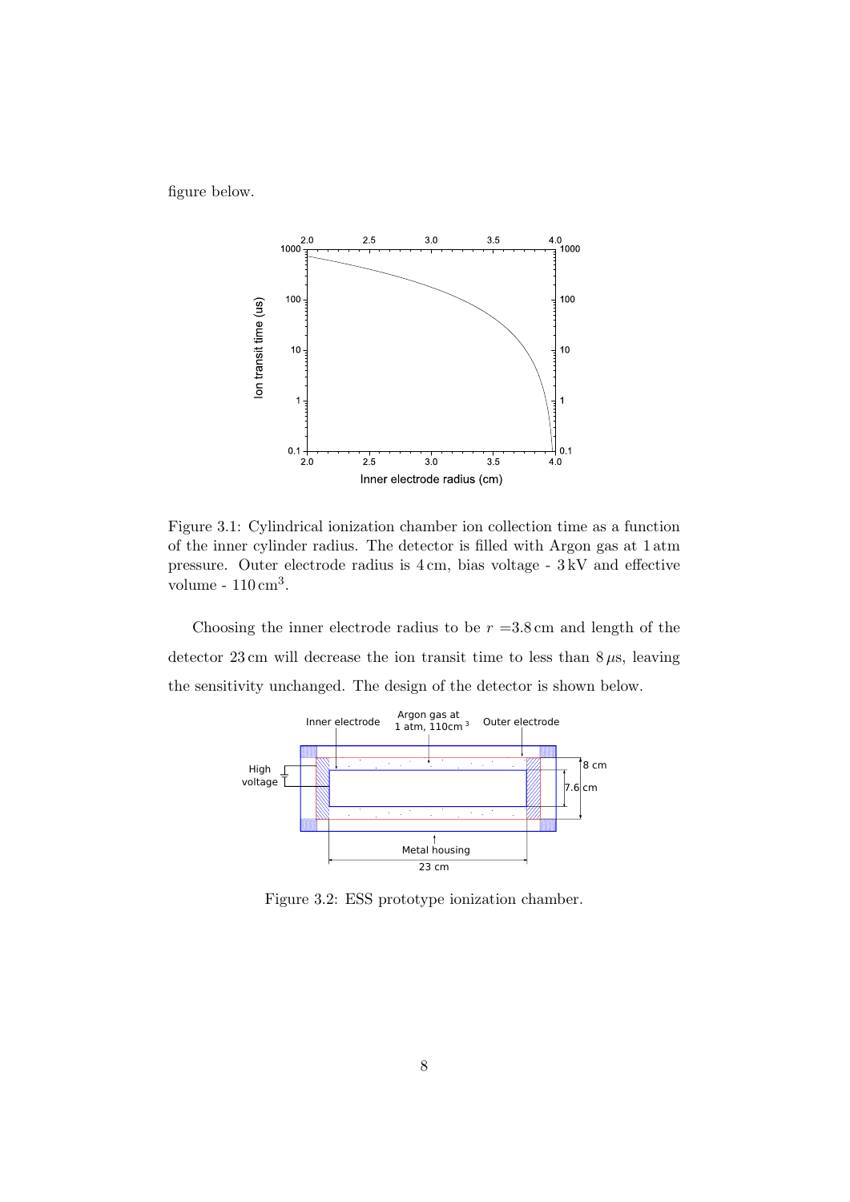figure below.

Figure 3.1: Cylindrical ionization chamber ion collection time as a function of the inner cylinder radius. The detector is filled with Argon gas at 1 atm pressure. Outer electrode radius is 4 cm, bias voltage - 3 kV and effective volume - 110 cm$^3$.

Choosing the inner electrode radius to be $r$ =3.8 cm and length of the detector 23 cm will decrease the ion transit time to less than 8 $\mu$s, leaving the sensitivity unchanged. The design of the detector is shown below.

Figure 3.2: ESS prototype ionization chamber.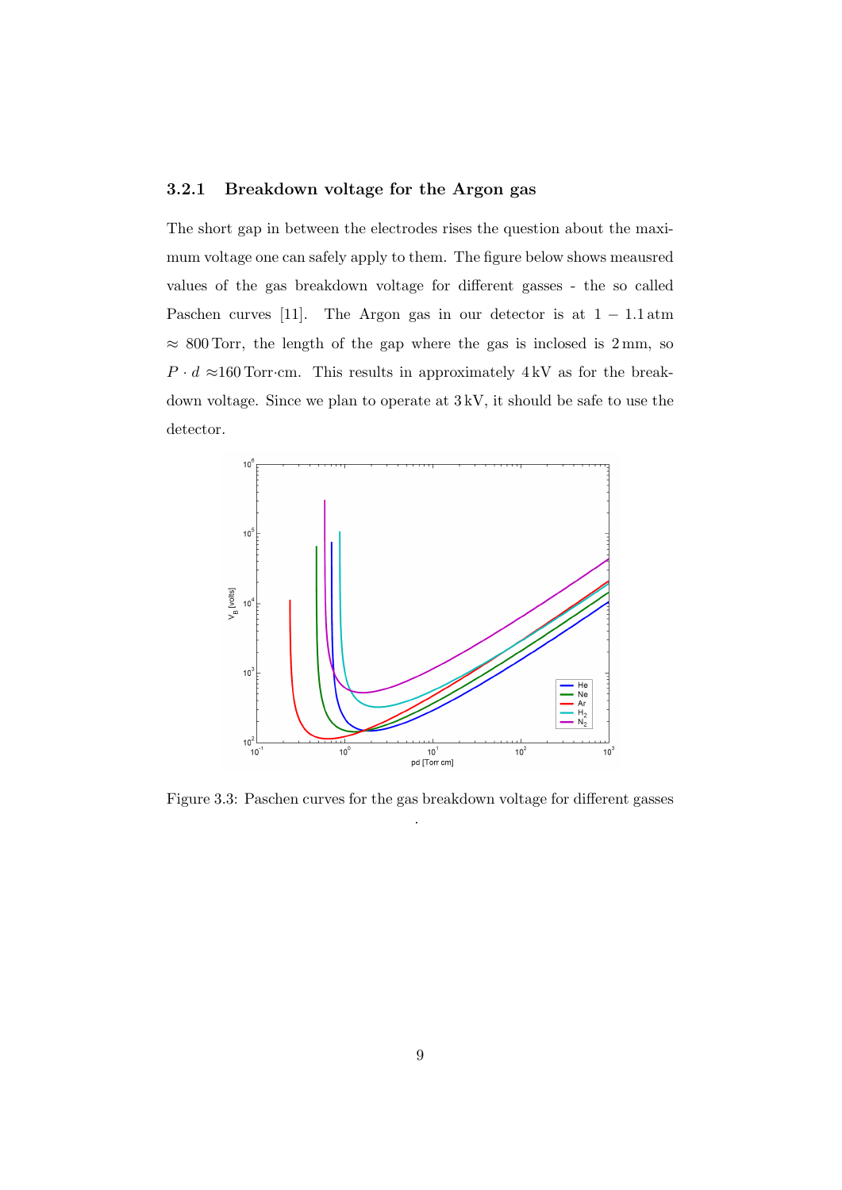### 3.2.1 Breakdown voltage for the Argon gas

The short gap in between the electrodes rises the question about the maximum voltage one can safely apply to them. The figure below shows meausred values of the gas breakdown voltage for different gasses - the so called Paschen curves [11]. The Argon gas in our detector is at $1 - 1.1\,\text{atm} \approx 800\,\text{Torr}$, the length of the gap where the gas is inclosed is 2 mm, so $P \cdot d \approx 160\,\text{Torr}{\cdot}\text{cm}$. This results in approximately 4 kV as for the breakdown voltage. Since we plan to operate at 3 kV, it should be safe to use the detector.

Figure 3.3: Paschen curves for the gas breakdown voltage for different gasses

.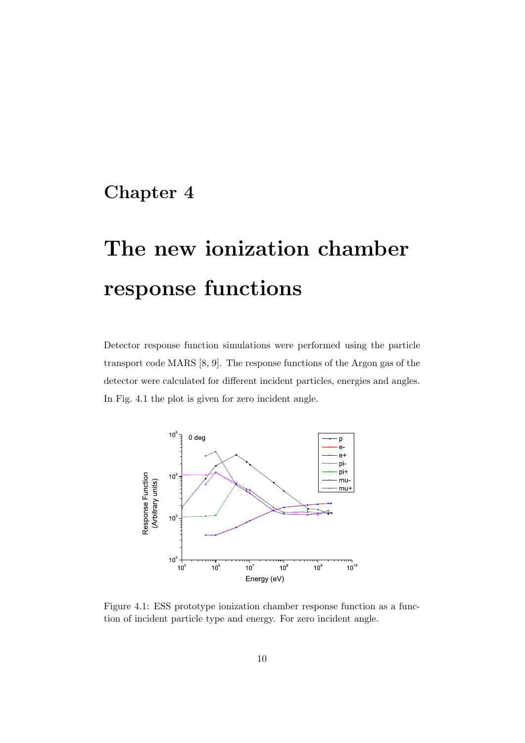# Chapter 4

# The new ionization chamber response functions

Detector response function simulations were performed using the particle transport code MARS [8, 9]. The response functions of the Argon gas of the detector were calculated for different incident particles, energies and angles. In Fig. 4.1 the plot is given for zero incident angle.

Figure 4.1: ESS prototype ionization chamber response function as a function of incident particle type and energy. For zero incident angle.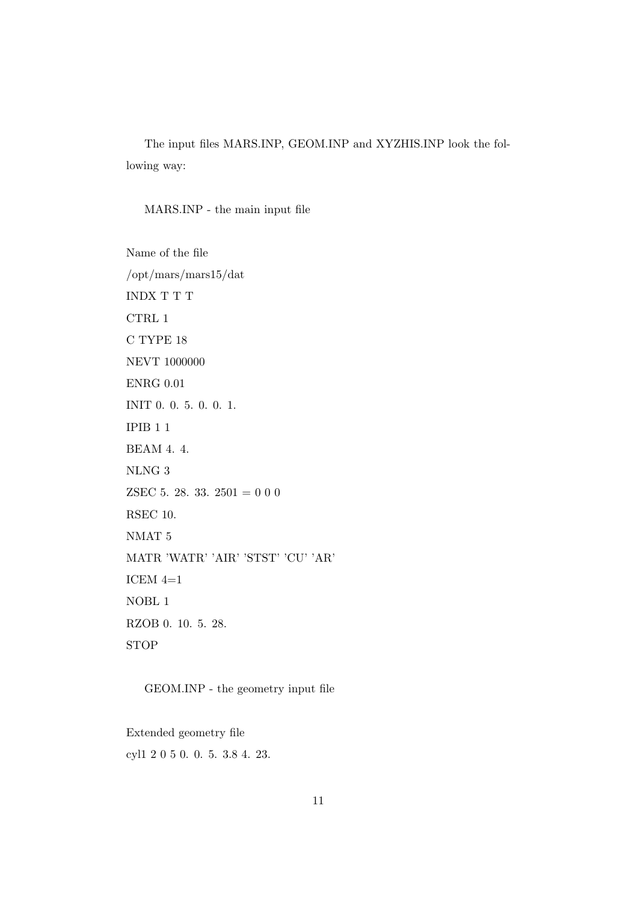The input files MARS.INP, GEOM.INP and XYZHIS.INP look the following way:

MARS.INP - the main input file

```
Name of the file
/opt/mars/mars15/dat
INDX T T T
CTRL 1
C TYPE 18
NEVT 1000000
ENRG 0.01
INIT 0. 0. 5. 0. 0. 1.
IPIB 1 1
BEAM 4. 4.
NLNG 3
ZSEC 5. 28. 33. 2501 = 0 0 0
RSEC 10.
NMAT 5
MATR 'WATR' 'AIR' 'STST' 'CU' 'AR'
ICEM 4=1
NOBL 1
RZOB 0. 10. 5. 28.
STOP
```

GEOM.INP - the geometry input file

```
Extended geometry file
cyl1 2 0 5 0. 0. 5. 3.8 4. 23.
```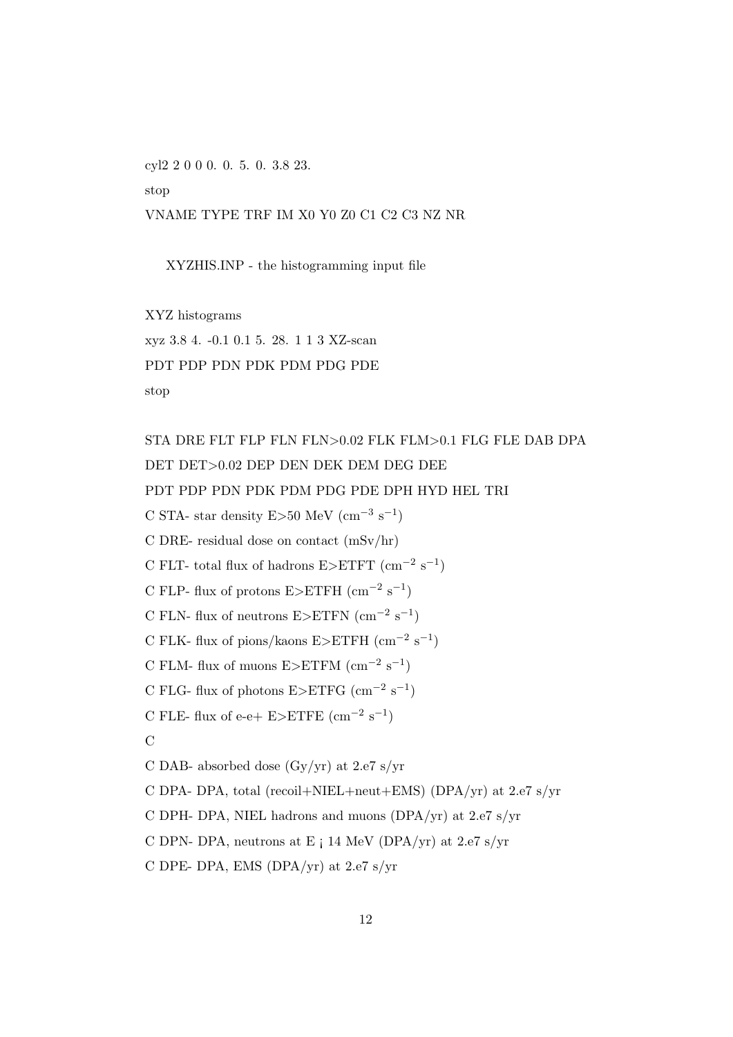cyl2 2 0 0 0. 0. 5. 0. 3.8 23.

stop

VNAME TYPE TRF IM X0 Y0 Z0 C1 C2 C3 NZ NR

XYZHIS.INP - the histogramming input file

XYZ histograms

xyz 3.8 4. -0.1 0.1 5. 28. 1 1 3 XZ-scan

PDT PDP PDN PDK PDM PDG PDE

stop

STA DRE FLT FLP FLN FLN>0.02 FLK FLM>0.1 FLG FLE DAB DPA

DET DET>0.02 DEP DEN DEK DEM DEG DEE

PDT PDP PDN PDK PDM PDG PDE DPH HYD HEL TRI

C STA- star density E>50 MeV ($cm^{-3}$ $s^{-1}$)

C DRE- residual dose on contact (mSv/hr)

C FLT- total flux of hadrons E>ETFT ($cm^{-2}$ $s^{-1}$)

C FLP- flux of protons E>ETFH ($cm^{-2}$ $s^{-1}$)

C FLN- flux of neutrons E>ETFN ($cm^{-2}$ $s^{-1}$)

C FLK- flux of pions/kaons E>ETFH ($cm^{-2}$ $s^{-1}$)

C FLM- flux of muons E>ETFM ($cm^{-2}$ $s^{-1}$)

C FLG- flux of photons E>ETFG ($cm^{-2}$ $s^{-1}$)

C FLE- flux of e-e+ E>ETFE ($cm^{-2}$ $s^{-1}$)

C

C DAB- absorbed dose (Gy/yr) at 2.e7 s/yr

C DPA- DPA, total (recoil+NIEL+neut+EMS) (DPA/yr) at 2.e7 s/yr

C DPH- DPA, NIEL hadrons and muons (DPA/yr) at 2.e7 s/yr

C DPN- DPA, neutrons at E ¡ 14 MeV (DPA/yr) at 2.e7 s/yr

C DPE- DPA, EMS (DPA/yr) at 2.e7 s/yr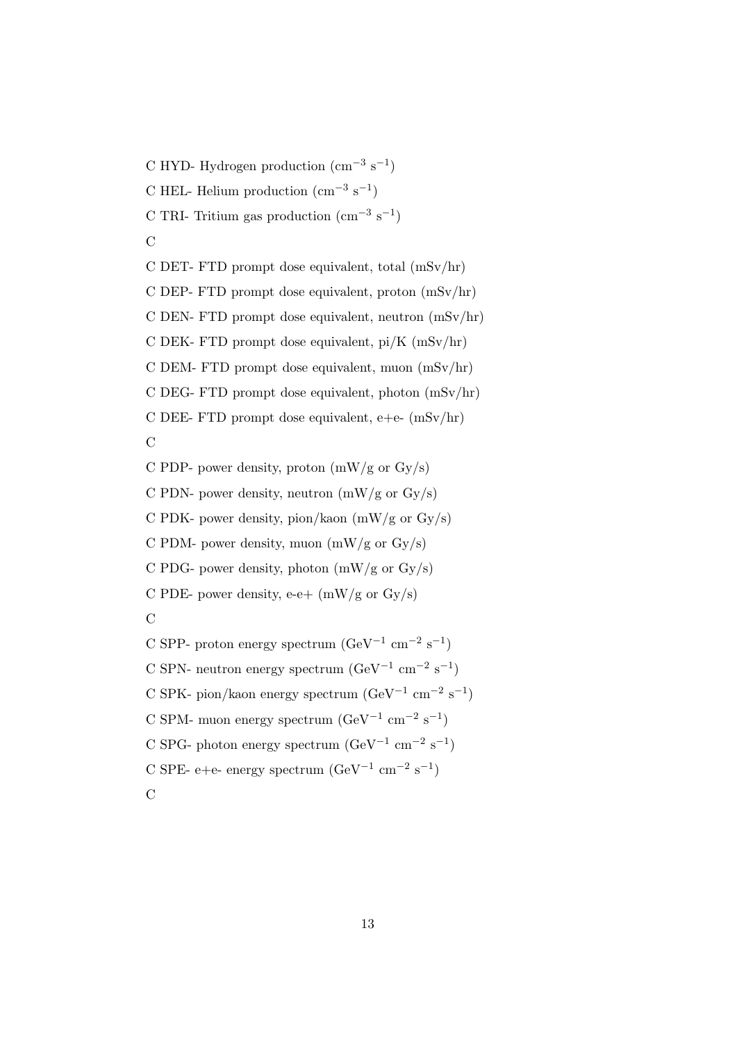C HYD- Hydrogen production ($cm^{-3}$ $s^{-1}$)

C HEL- Helium production ($cm^{-3}$ $s^{-1}$)

C TRI- Tritium gas production ($cm^{-3}$ $s^{-1}$)

C

C DET- FTD prompt dose equivalent, total (mSv/hr)

C DEP- FTD prompt dose equivalent, proton (mSv/hr)

C DEN- FTD prompt dose equivalent, neutron (mSv/hr)

C DEK- FTD prompt dose equivalent, pi/K (mSv/hr)

C DEM- FTD prompt dose equivalent, muon (mSv/hr)

C DEG- FTD prompt dose equivalent, photon (mSv/hr)

C DEE- FTD prompt dose equivalent, e+e- (mSv/hr)

C

C PDP- power density, proton (mW/g or Gy/s)

C PDN- power density, neutron (mW/g or Gy/s)

C PDK- power density, pion/kaon (mW/g or Gy/s)

C PDM- power density, muon (mW/g or Gy/s)

C PDG- power density, photon (mW/g or Gy/s)

C PDE- power density, e-e+ (mW/g or Gy/s)

C

C SPP- proton energy spectrum ($GeV^{-1}$ $cm^{-2}$ $s^{-1}$)

C SPN- neutron energy spectrum ($GeV^{-1}$ $cm^{-2}$ $s^{-1}$)

C SPK- pion/kaon energy spectrum ($GeV^{-1}$ $cm^{-2}$ $s^{-1}$)

C SPM- muon energy spectrum ($GeV^{-1}$ $cm^{-2}$ $s^{-1}$)

C SPG- photon energy spectrum ($GeV^{-1}$ $cm^{-2}$ $s^{-1}$)

C SPE- e+e- energy spectrum ($GeV^{-1}$ $cm^{-2}$ $s^{-1}$)

C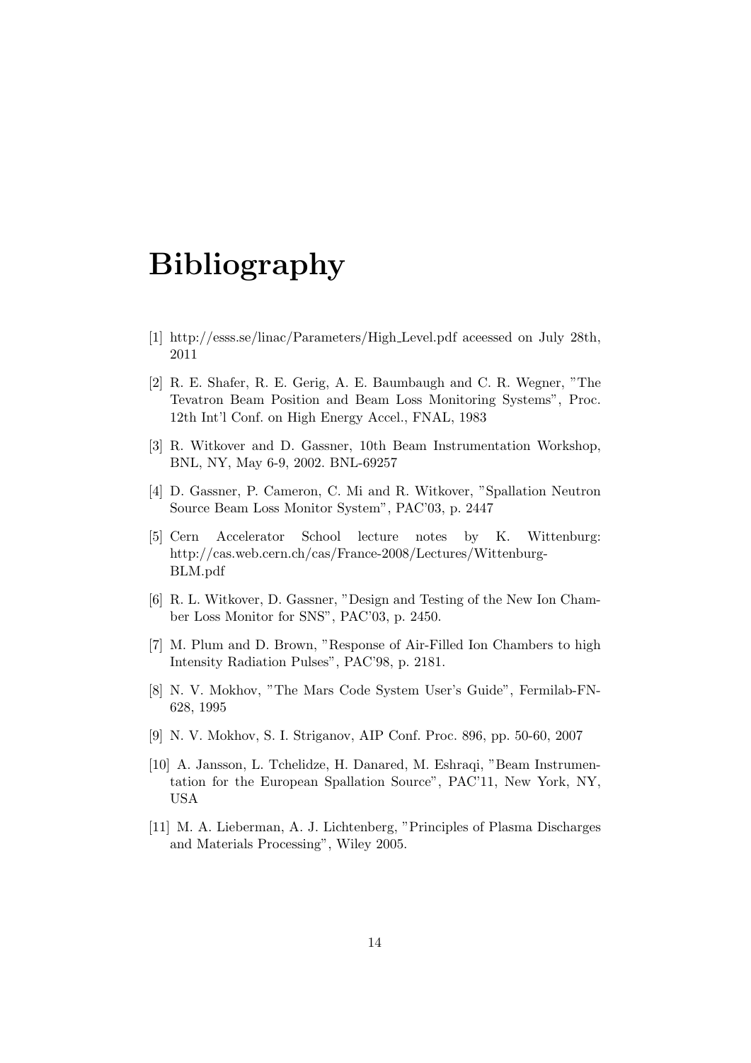# Bibliography

[1] http://esss.se/linac/Parameters/High_Level.pdf aceessed on July 28th, 2011

[2] R. E. Shafer, R. E. Gerig, A. E. Baumbaugh and C. R. Wegner, "The Tevatron Beam Position and Beam Loss Monitoring Systems", Proc. 12th Int'l Conf. on High Energy Accel., FNAL, 1983

[3] R. Witkover and D. Gassner, 10th Beam Instrumentation Workshop, BNL, NY, May 6-9, 2002. BNL-69257

[4] D. Gassner, P. Cameron, C. Mi and R. Witkover, "Spallation Neutron Source Beam Loss Monitor System", PAC'03, p. 2447

[5] Cern Accelerator School lecture notes by K. Wittenburg: http://cas.web.cern.ch/cas/France-2008/Lectures/Wittenburg-BLM.pdf

[6] R. L. Witkover, D. Gassner, "Design and Testing of the New Ion Chamber Loss Monitor for SNS", PAC'03, p. 2450.

[7] M. Plum and D. Brown, "Response of Air-Filled Ion Chambers to high Intensity Radiation Pulses", PAC'98, p. 2181.

[8] N. V. Mokhov, "The Mars Code System User's Guide", Fermilab-FN-628, 1995

[9] N. V. Mokhov, S. I. Striganov, AIP Conf. Proc. 896, pp. 50-60, 2007

[10] A. Jansson, L. Tchelidze, H. Danared, M. Eshraqi, "Beam Instrumentation for the European Spallation Source", PAC'11, New York, NY, USA

[11] M. A. Lieberman, A. J. Lichtenberg, "Principles of Plasma Discharges and Materials Processing", Wiley 2005.